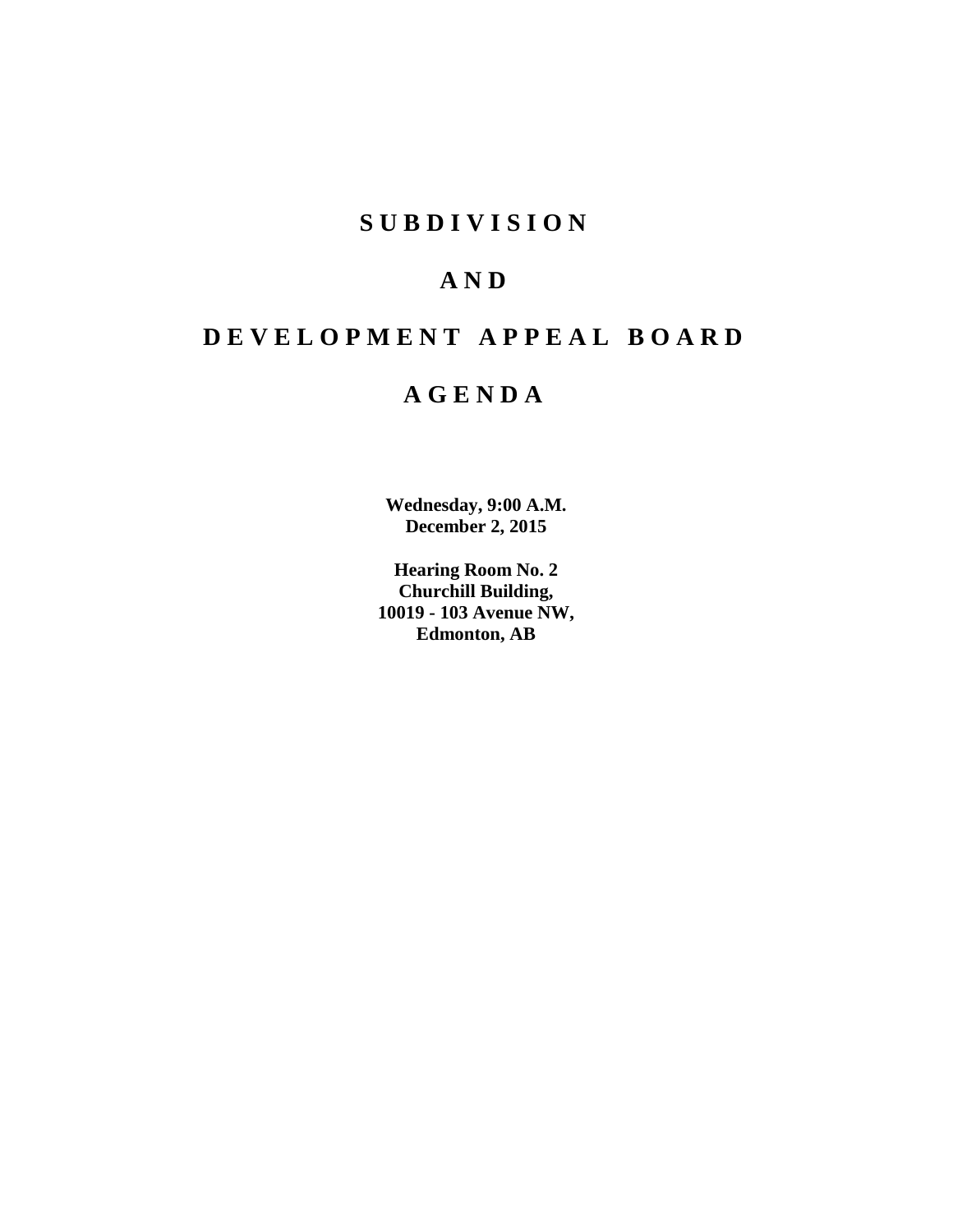# S U B D I V I S I O N

# A N D

# D E V E L O P M E N T A P P E A L B O A R D

# A G E N D A

**Wednesday, 9:00 A.M.**
**December 2, 2015**

**Hearing Room No. 2**
**Churchill Building,**
**10019 - 103 Avenue NW,**
**Edmonton, AB**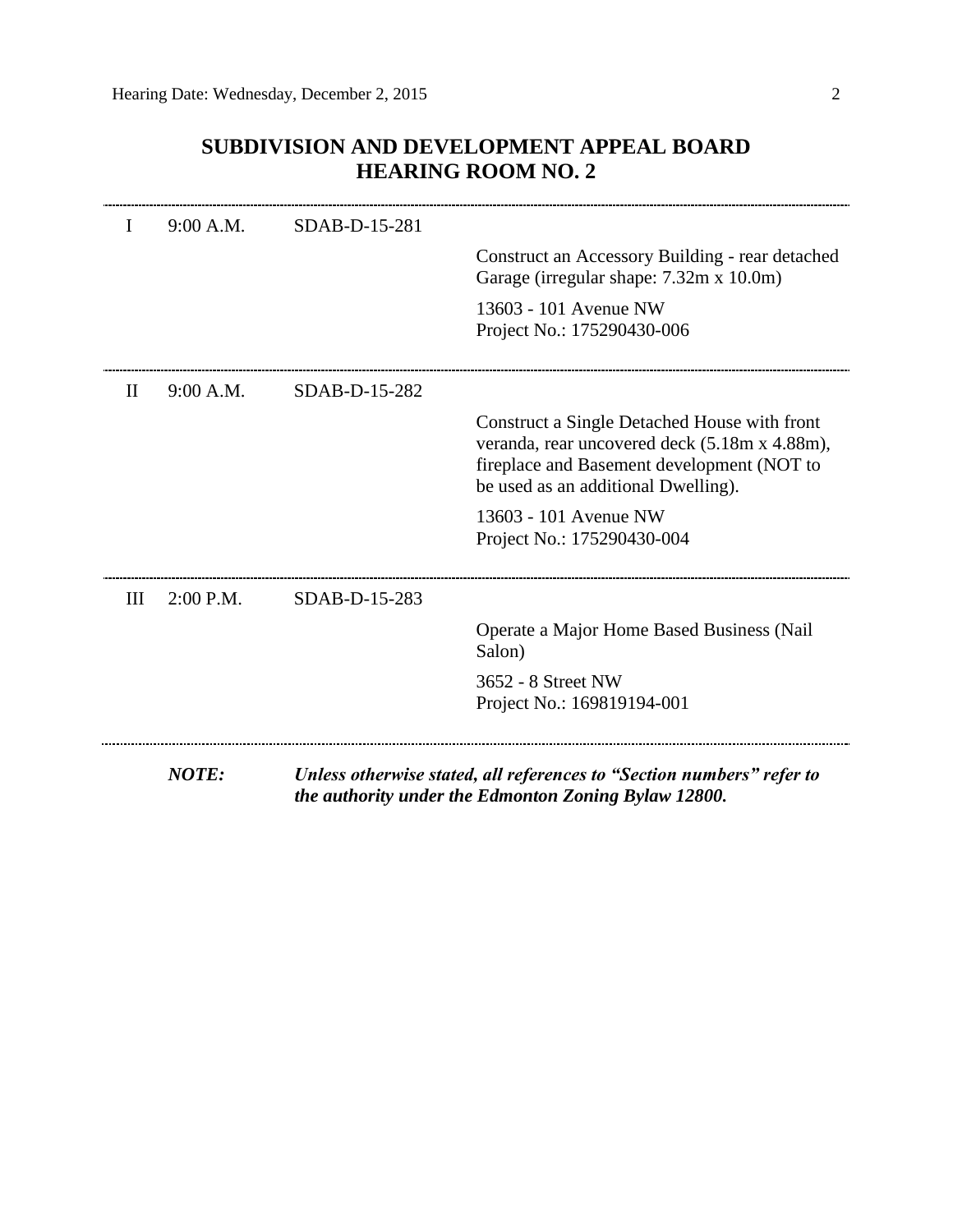## SUBDIVISION AND DEVELOPMENT APPEAL BOARD
## HEARING ROOM NO. 2

---

| | | | |
|---|---|---|---|
| I | 9:00 A.M. | SDAB-D-15-281 | |
| | | | Construct an Accessory Building - rear detached Garage (irregular shape: 7.32m x 10.0m) |
| | | | 13603 - 101 Avenue NW<br>Project No.: 175290430-006 |

---

| | | | |
|---|---|---|---|
| II | 9:00 A.M. | SDAB-D-15-282 | |
| | | | Construct a Single Detached House with front veranda, rear uncovered deck (5.18m x 4.88m), fireplace and Basement development (NOT to be used as an additional Dwelling). |
| | | | 13603 - 101 Avenue NW<br>Project No.: 175290430-004 |

---

| | | | |
|---|---|---|---|
| III | 2:00 P.M. | SDAB-D-15-283 | |
| | | | Operate a Major Home Based Business (Nail Salon) |
| | | | 3652 - 8 Street NW<br>Project No.: 169819194-001 |

---

***NOTE:*** ***Unless otherwise stated, all references to "Section numbers" refer to the authority under the Edmonton Zoning Bylaw 12800.***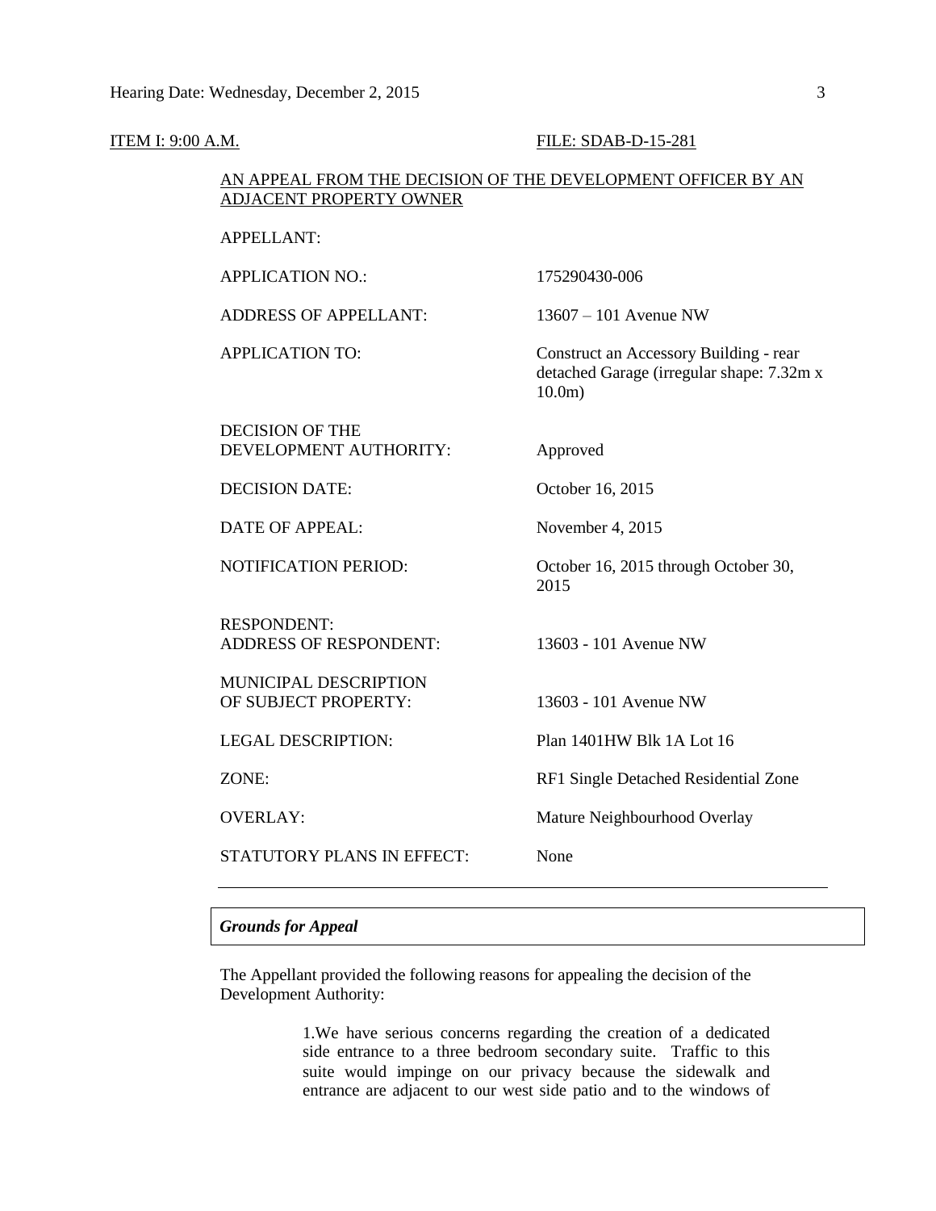ITEM I: 9:00 A.M. FILE: SDAB-D-15-281

AN APPEAL FROM THE DECISION OF THE DEVELOPMENT OFFICER BY AN ADJACENT PROPERTY OWNER

| | |
|---|---|
| APPELLANT: | |
| APPLICATION NO.: | 175290430-006 |
| ADDRESS OF APPELLANT: | 13607 – 101 Avenue NW |
| APPLICATION TO: | Construct an Accessory Building - rear detached Garage (irregular shape: 7.32m x 10.0m) |
| DECISION OF THE DEVELOPMENT AUTHORITY: | Approved |
| DECISION DATE: | October 16, 2015 |
| DATE OF APPEAL: | November 4, 2015 |
| NOTIFICATION PERIOD: | October 16, 2015 through October 30, 2015 |
| RESPONDENT: | |
| ADDRESS OF RESPONDENT: | 13603 - 101 Avenue NW |
| MUNICIPAL DESCRIPTION OF SUBJECT PROPERTY: | 13603 - 101 Avenue NW |
| LEGAL DESCRIPTION: | Plan 1401HW Blk 1A Lot 16 |
| ZONE: | RF1 Single Detached Residential Zone |
| OVERLAY: | Mature Neighbourhood Overlay |
| STATUTORY PLANS IN EFFECT: | None |

***Grounds for Appeal***

The Appellant provided the following reasons for appealing the decision of the Development Authority:

> 1.We have serious concerns regarding the creation of a dedicated side entrance to a three bedroom secondary suite. Traffic to this suite would impinge on our privacy because the sidewalk and entrance are adjacent to our west side patio and to the windows of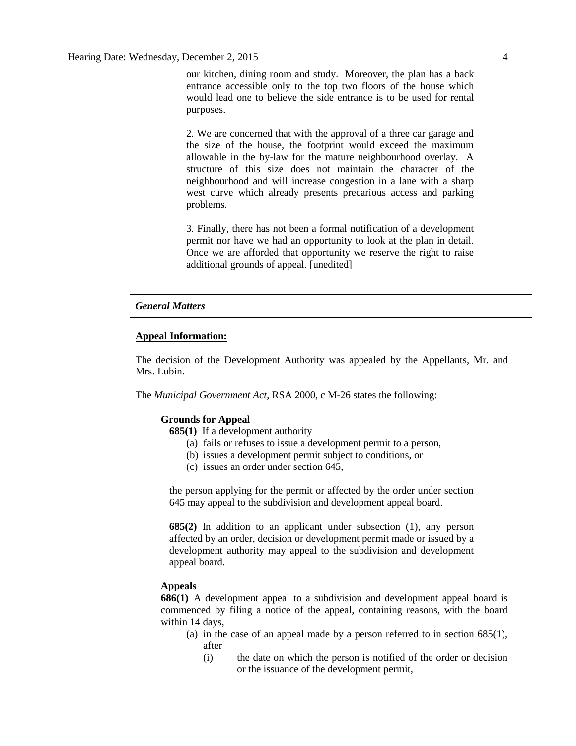> our kitchen, dining room and study. Moreover, the plan has a back entrance accessible only to the top two floors of the house which would lead one to believe the side entrance is to be used for rental purposes.
>
> 2. We are concerned that with the approval of a three car garage and the size of the house, the footprint would exceed the maximum allowable in the by-law for the mature neighbourhood overlay. A structure of this size does not maintain the character of the neighbourhood and will increase congestion in a lane with a sharp west curve which already presents precarious access and parking problems.
>
> 3. Finally, there has not been a formal notification of a development permit nor have we had an opportunity to look at the plan in detail. Once we are afforded that opportunity we reserve the right to raise additional grounds of appeal. [unedited]

## *General Matters*

**Appeal Information:**

The decision of the Development Authority was appealed by the Appellants, Mr. and Mrs. Lubin.

The *Municipal Government Act*, RSA 2000, c M-26 states the following:

> **Grounds for Appeal**
>
> **685(1)** If a development authority
>
> (a) fails or refuses to issue a development permit to a person,
>
> (b) issues a development permit subject to conditions, or
>
> (c) issues an order under section 645,
>
> the person applying for the permit or affected by the order under section 645 may appeal to the subdivision and development appeal board.
>
> **685(2)** In addition to an applicant under subsection (1), any person affected by an order, decision or development permit made or issued by a development authority may appeal to the subdivision and development appeal board.
>
> **Appeals**
>
> **686(1)** A development appeal to a subdivision and development appeal board is commenced by filing a notice of the appeal, containing reasons, with the board within 14 days,
>
> (a) in the case of an appeal made by a person referred to in section 685(1), after
>
> (i) the date on which the person is notified of the order or decision or the issuance of the development permit,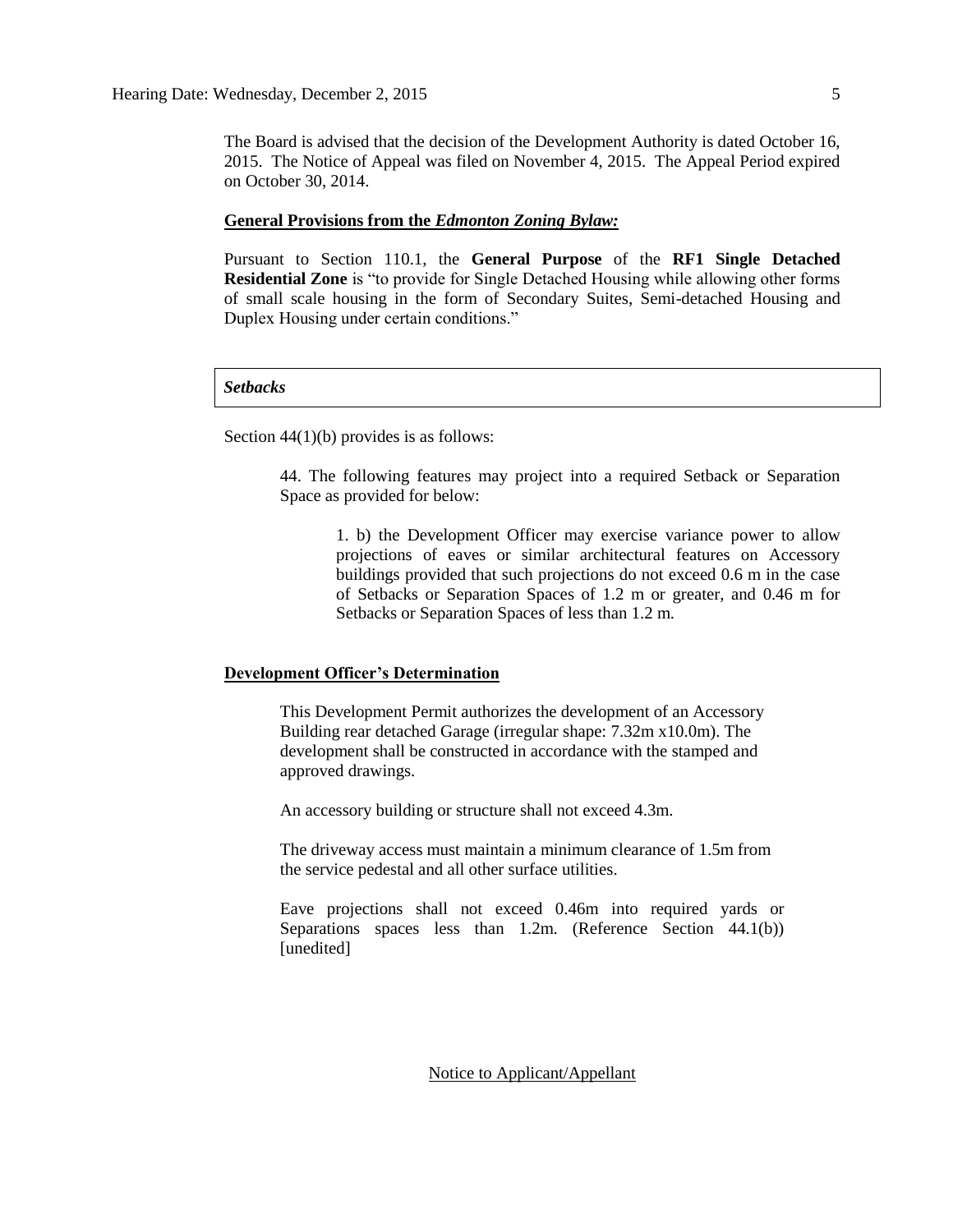The Board is advised that the decision of the Development Authority is dated October 16, 2015. The Notice of Appeal was filed on November 4, 2015. The Appeal Period expired on October 30, 2014.

**General Provisions from the *Edmonton Zoning Bylaw:***

Pursuant to Section 110.1, the **General Purpose** of the **RF1 Single Detached Residential Zone** is "to provide for Single Detached Housing while allowing other forms of small scale housing in the form of Secondary Suites, Semi-detached Housing and Duplex Housing under certain conditions."

***Setbacks***

Section 44(1)(b) provides is as follows:

> 44. The following features may project into a required Setback or Separation Space as provided for below:
>
> > 1. b) the Development Officer may exercise variance power to allow projections of eaves or similar architectural features on Accessory buildings provided that such projections do not exceed 0.6 m in the case of Setbacks or Separation Spaces of 1.2 m or greater, and 0.46 m for Setbacks or Separation Spaces of less than 1.2 m.

**Development Officer's Determination**

> This Development Permit authorizes the development of an Accessory Building rear detached Garage (irregular shape: 7.32m x10.0m). The development shall be constructed in accordance with the stamped and approved drawings.
>
> An accessory building or structure shall not exceed 4.3m.
>
> The driveway access must maintain a minimum clearance of 1.5m from the service pedestal and all other surface utilities.
>
> Eave projections shall not exceed 0.46m into required yards or Separations spaces less than 1.2m. (Reference Section 44.1(b)) [unedited]

Notice to Applicant/Appellant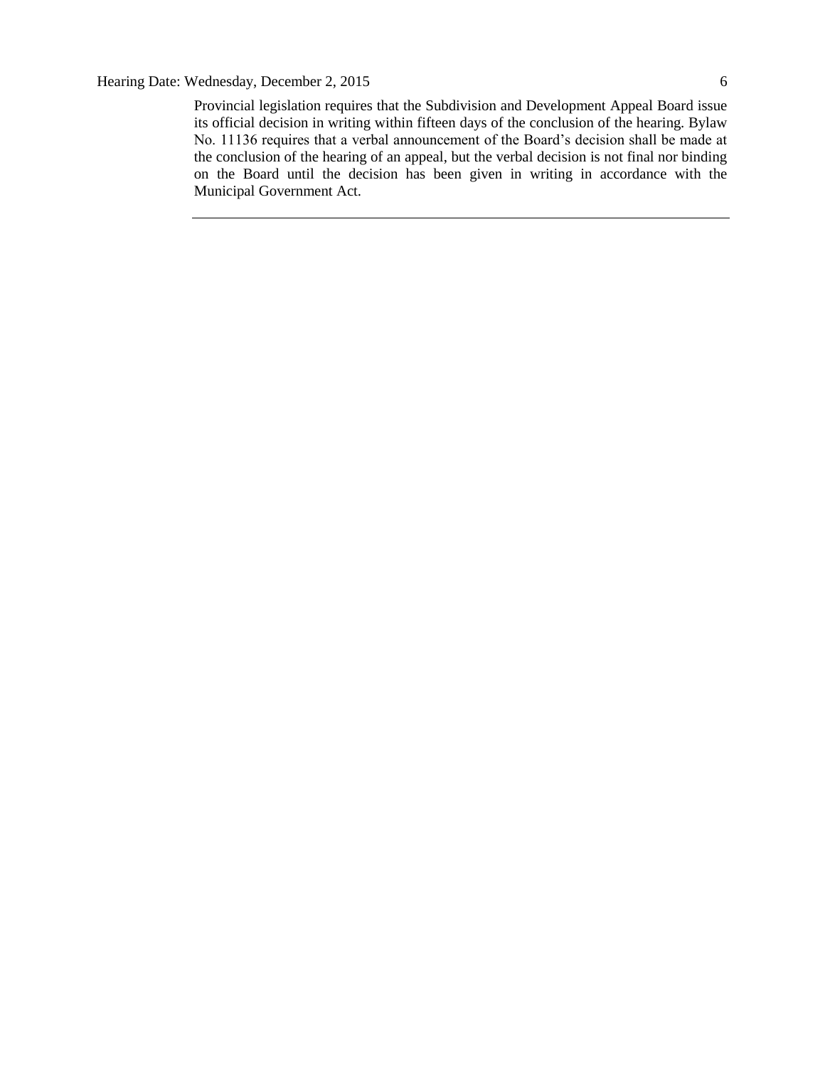Provincial legislation requires that the Subdivision and Development Appeal Board issue its official decision in writing within fifteen days of the conclusion of the hearing. Bylaw No. 11136 requires that a verbal announcement of the Board's decision shall be made at the conclusion of the hearing of an appeal, but the verbal decision is not final nor binding on the Board until the decision has been given in writing in accordance with the Municipal Government Act.

---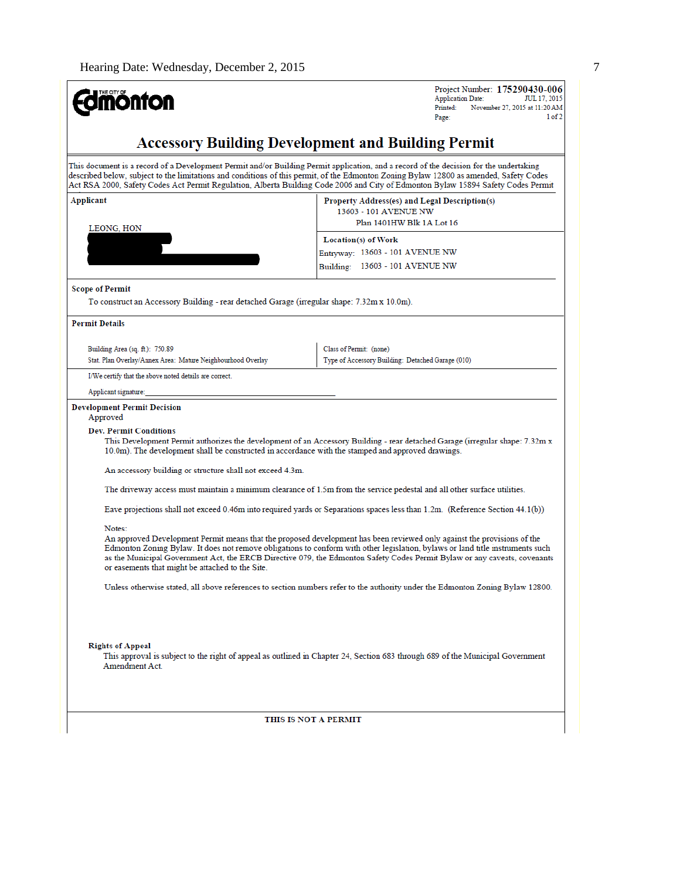Project Number: **175290430-006**
Application Date: JUL 17, 2015
Printed: November 27, 2015 at 11:20 AM
Page: 1 of 2

# Accessory Building Development and Building Permit

This document is a record of a Development Permit and/or Building Permit application, and a record of the decision for the undertaking described below, subject to the limitations and conditions of this permit, of the Edmonton Zoning Bylaw 12800 as amended, Safety Codes Act RSA 2000, Safety Codes Act Permit Regulation, Alberta Building Code 2006 and City of Edmonton Bylaw 15894 Safety Codes Permit

| Applicant | Property Address(es) and Legal Description(s) |
|---|---|
| LEONG, HON | 13603 - 101 AVENUE NW<br>Plan 1401HW Blk 1A Lot 16 |
| | **Location(s) of Work**<br>Entryway: 13603 - 101 AVENUE NW<br>Building: 13603 - 101 AVENUE NW |

**Scope of Permit**

To construct an Accessory Building - rear detached Garage (irregular shape: 7.32m x 10.0m).

**Permit Details**

| | |
|---|---|
| Building Area (sq. ft): 750.89 | Class of Permit: (none) |
| Stat. Plan Overlay/Annex Area: Mature Neighbourhood Overlay | Type of Accessory Building: Detached Garage (010) |

I/We certify that the above noted details are correct.

Applicant signature: ____________________________

**Development Permit Decision**

Approved

**Dev. Permit Conditions**

This Development Permit authorizes the development of an Accessory Building - rear detached Garage (irregular shape: 7.32m x 10.0m). The development shall be constructed in accordance with the stamped and approved drawings.

An accessory building or structure shall not exceed 4.3m.

The driveway access must maintain a minimum clearance of 1.5m from the service pedestal and all other surface utilities.

Eave projections shall not exceed 0.46m into required yards or Separations spaces less than 1.2m. (Reference Section 44.1(b))

Notes:
An approved Development Permit means that the proposed development has been reviewed only against the provisions of the Edmonton Zoning Bylaw. It does not remove obligations to conform with other legislation, bylaws or land title instruments such as the Municipal Government Act, the ERCB Directive 079, the Edmonton Safety Codes Permit Bylaw or any caveats, covenants or easements that might be attached to the Site.

Unless otherwise stated, all above references to section numbers refer to the authority under the Edmonton Zoning Bylaw 12800.

**Rights of Appeal**

This approval is subject to the right of appeal as outlined in Chapter 24, Section 683 through 689 of the Municipal Government Amendment Act.

**THIS IS NOT A PERMIT**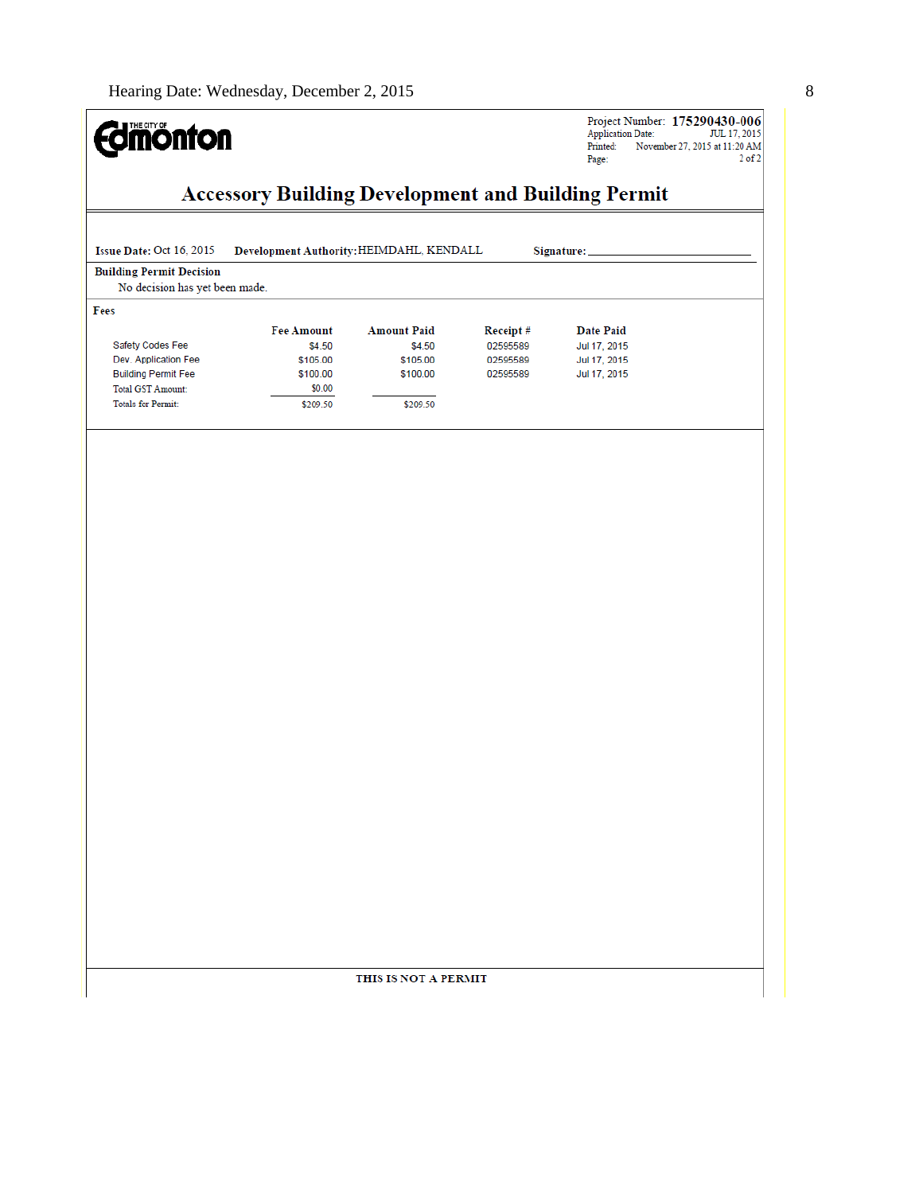THE CITY OF Edmonton

Project Number: **175290430-006**
Application Date: JUL 17, 2015
Printed: November 27, 2015 at 11:20 AM
Page: 2 of 2

# Accessory Building Development and Building Permit

**Issue Date:** Oct 16, 2015 **Development Authority:** HEIMDAHL, KENDALL **Signature:** ______________________

**Building Permit Decision**

No decision has yet been made.

**Fees**

| | Fee Amount | Amount Paid | Receipt # | Date Paid |
|---|---|---|---|---|
| Safety Codes Fee | $4.50 | $4.50 | 02595589 | Jul 17, 2015 |
| Dev. Application Fee | $105.00 | $105.00 | 02595589 | Jul 17, 2015 |
| Building Permit Fee | $100.00 | $100.00 | 02595589 | Jul 17, 2015 |
| Total GST Amount: | $0.00 | | | |
| Totals for Permit: | $209.50 | $209.50 | | |

**THIS IS NOT A PERMIT**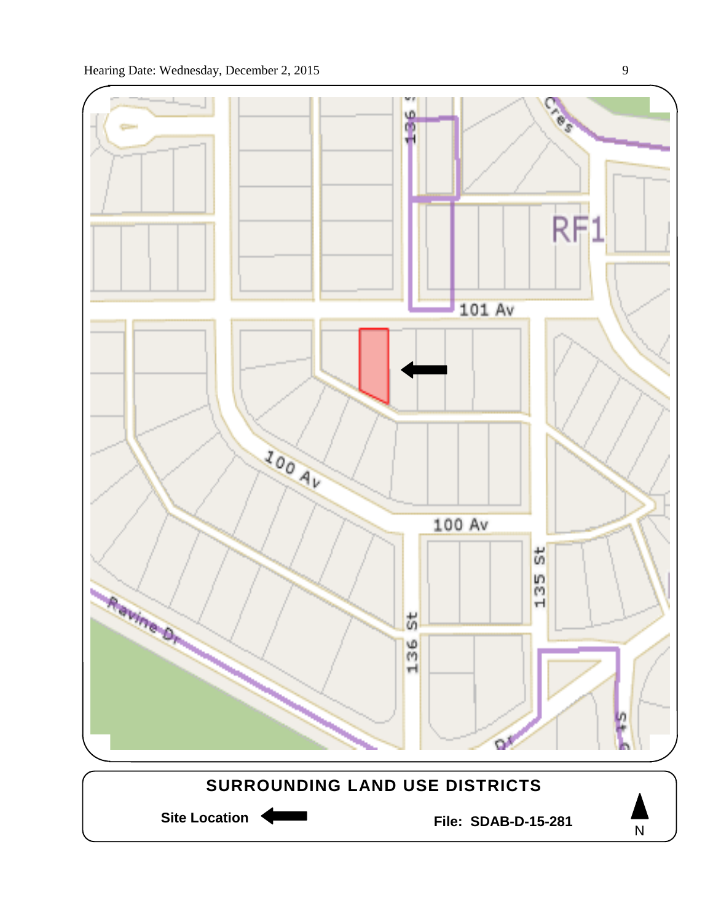RF1

101 Av

100 Av

100 Av

136 St

135 St

Ravine Dr

## SURROUNDING LAND USE DISTRICTS

**Site Location**

**File: SDAB-D-15-281**

N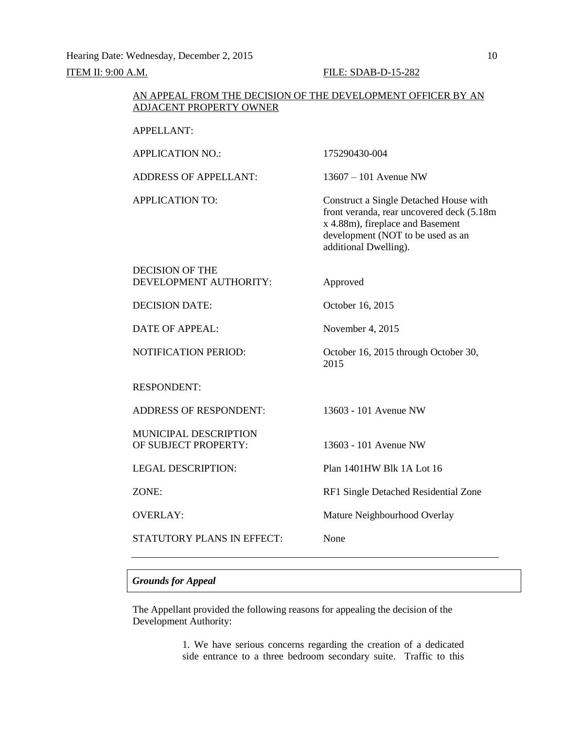ITEM II: 9:00 A.M. FILE: SDAB-D-15-282

AN APPEAL FROM THE DECISION OF THE DEVELOPMENT OFFICER BY AN ADJACENT PROPERTY OWNER

| | |
|---|---|
| APPELLANT: | |
| APPLICATION NO.: | 175290430-004 |
| ADDRESS OF APPELLANT: | 13607 – 101 Avenue NW |
| APPLICATION TO: | Construct a Single Detached House with front veranda, rear uncovered deck (5.18m x 4.88m), fireplace and Basement development (NOT to be used as an additional Dwelling). |
| DECISION OF THE DEVELOPMENT AUTHORITY: | Approved |
| DECISION DATE: | October 16, 2015 |
| DATE OF APPEAL: | November 4, 2015 |
| NOTIFICATION PERIOD: | October 16, 2015 through October 30, 2015 |
| RESPONDENT: | |
| ADDRESS OF RESPONDENT: | 13603 - 101 Avenue NW |
| MUNICIPAL DESCRIPTION OF SUBJECT PROPERTY: | 13603 - 101 Avenue NW |
| LEGAL DESCRIPTION: | Plan 1401HW Blk 1A Lot 16 |
| ZONE: | RF1 Single Detached Residential Zone |
| OVERLAY: | Mature Neighbourhood Overlay |
| STATUTORY PLANS IN EFFECT: | None |

---

***Grounds for Appeal***

The Appellant provided the following reasons for appealing the decision of the Development Authority:

> 1. We have serious concerns regarding the creation of a dedicated side entrance to a three bedroom secondary suite. Traffic to this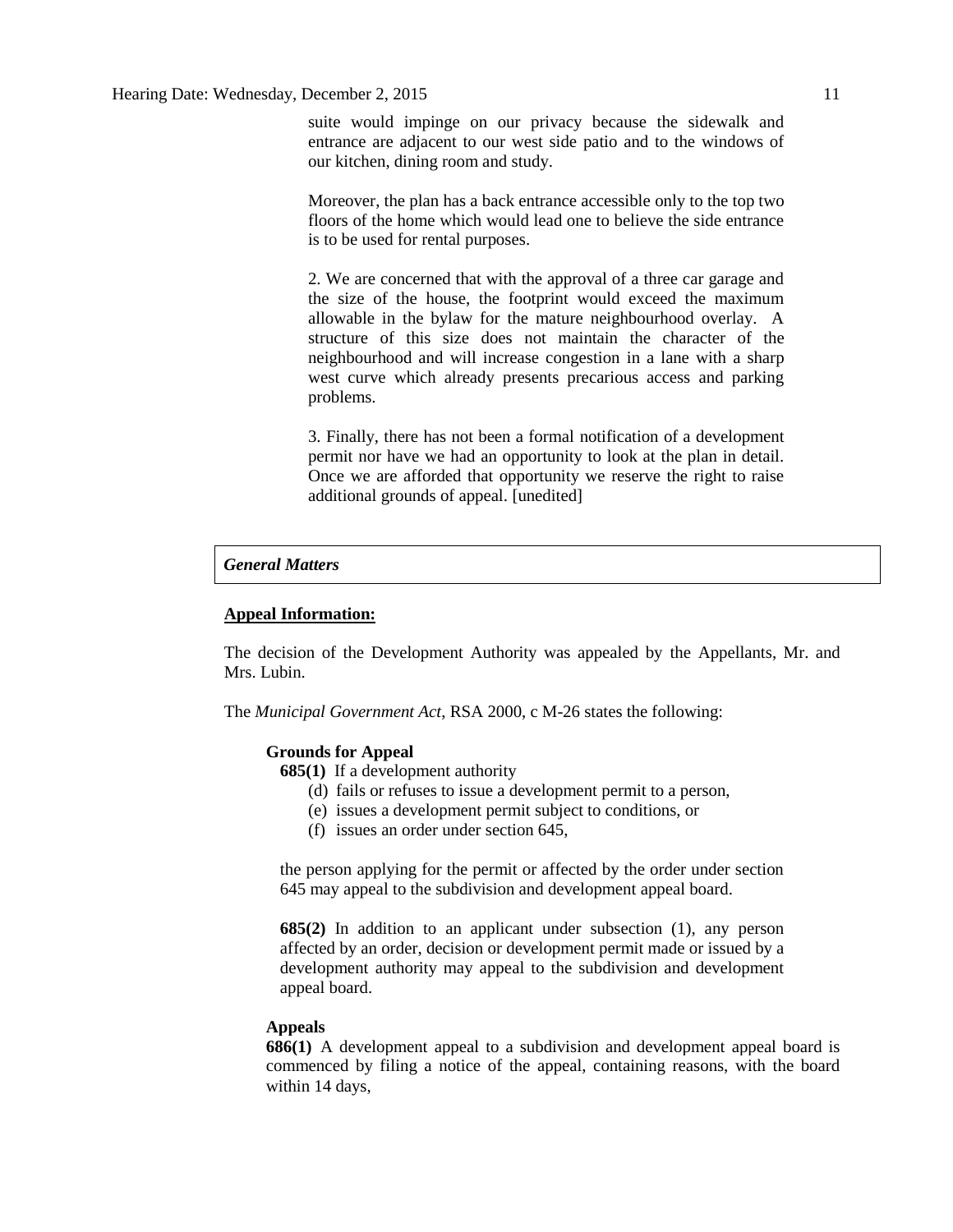suite would impinge on our privacy because the sidewalk and entrance are adjacent to our west side patio and to the windows of our kitchen, dining room and study.

Moreover, the plan has a back entrance accessible only to the top two floors of the home which would lead one to believe the side entrance is to be used for rental purposes.

2. We are concerned that with the approval of a three car garage and the size of the house, the footprint would exceed the maximum allowable in the bylaw for the mature neighbourhood overlay. A structure of this size does not maintain the character of the neighbourhood and will increase congestion in a lane with a sharp west curve which already presents precarious access and parking problems.

3. Finally, there has not been a formal notification of a development permit nor have we had an opportunity to look at the plan in detail. Once we are afforded that opportunity we reserve the right to raise additional grounds of appeal. [unedited]

***General Matters***

**Appeal Information:**

The decision of the Development Authority was appealed by the Appellants, Mr. and Mrs. Lubin.

The *Municipal Government Act*, RSA 2000, c M-26 states the following:

**Grounds for Appeal**

**685(1)** If a development authority

(d) fails or refuses to issue a development permit to a person,

(e) issues a development permit subject to conditions, or

(f) issues an order under section 645,

the person applying for the permit or affected by the order under section 645 may appeal to the subdivision and development appeal board.

**685(2)** In addition to an applicant under subsection (1), any person affected by an order, decision or development permit made or issued by a development authority may appeal to the subdivision and development appeal board.

**Appeals**

**686(1)** A development appeal to a subdivision and development appeal board is commenced by filing a notice of the appeal, containing reasons, with the board within 14 days,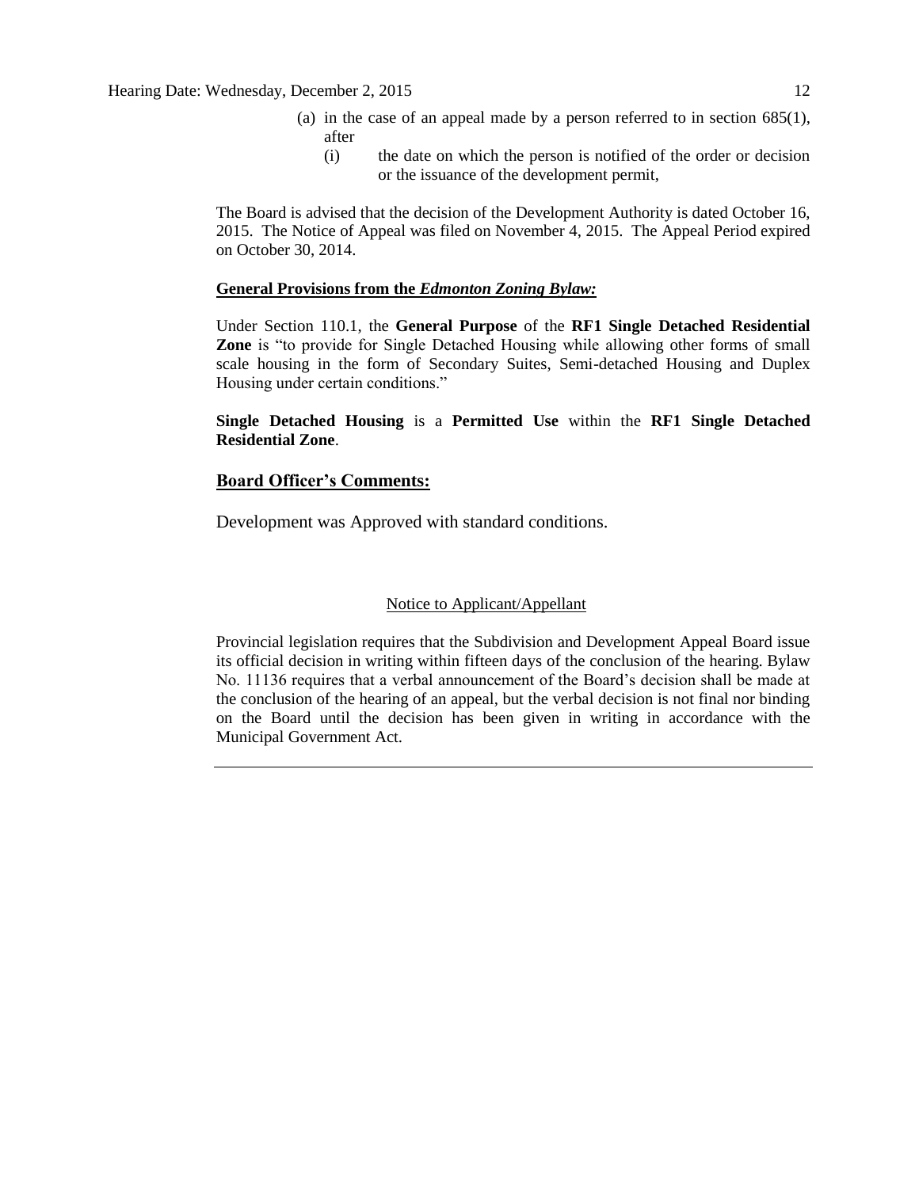(a) in the case of an appeal made by a person referred to in section 685(1), after

   (i) the date on which the person is notified of the order or decision or the issuance of the development permit,

The Board is advised that the decision of the Development Authority is dated October 16, 2015. The Notice of Appeal was filed on November 4, 2015. The Appeal Period expired on October 30, 2014.

**General Provisions from the *Edmonton Zoning Bylaw:***

Under Section 110.1, the **General Purpose** of the **RF1 Single Detached Residential Zone** is "to provide for Single Detached Housing while allowing other forms of small scale housing in the form of Secondary Suites, Semi-detached Housing and Duplex Housing under certain conditions."

**Single Detached Housing** is a **Permitted Use** within the **RF1 Single Detached Residential Zone**.

## Board Officer's Comments:

Development was Approved with standard conditions.

Notice to Applicant/Appellant

Provincial legislation requires that the Subdivision and Development Appeal Board issue its official decision in writing within fifteen days of the conclusion of the hearing. Bylaw No. 11136 requires that a verbal announcement of the Board's decision shall be made at the conclusion of the hearing of an appeal, but the verbal decision is not final nor binding on the Board until the decision has been given in writing in accordance with the Municipal Government Act.

---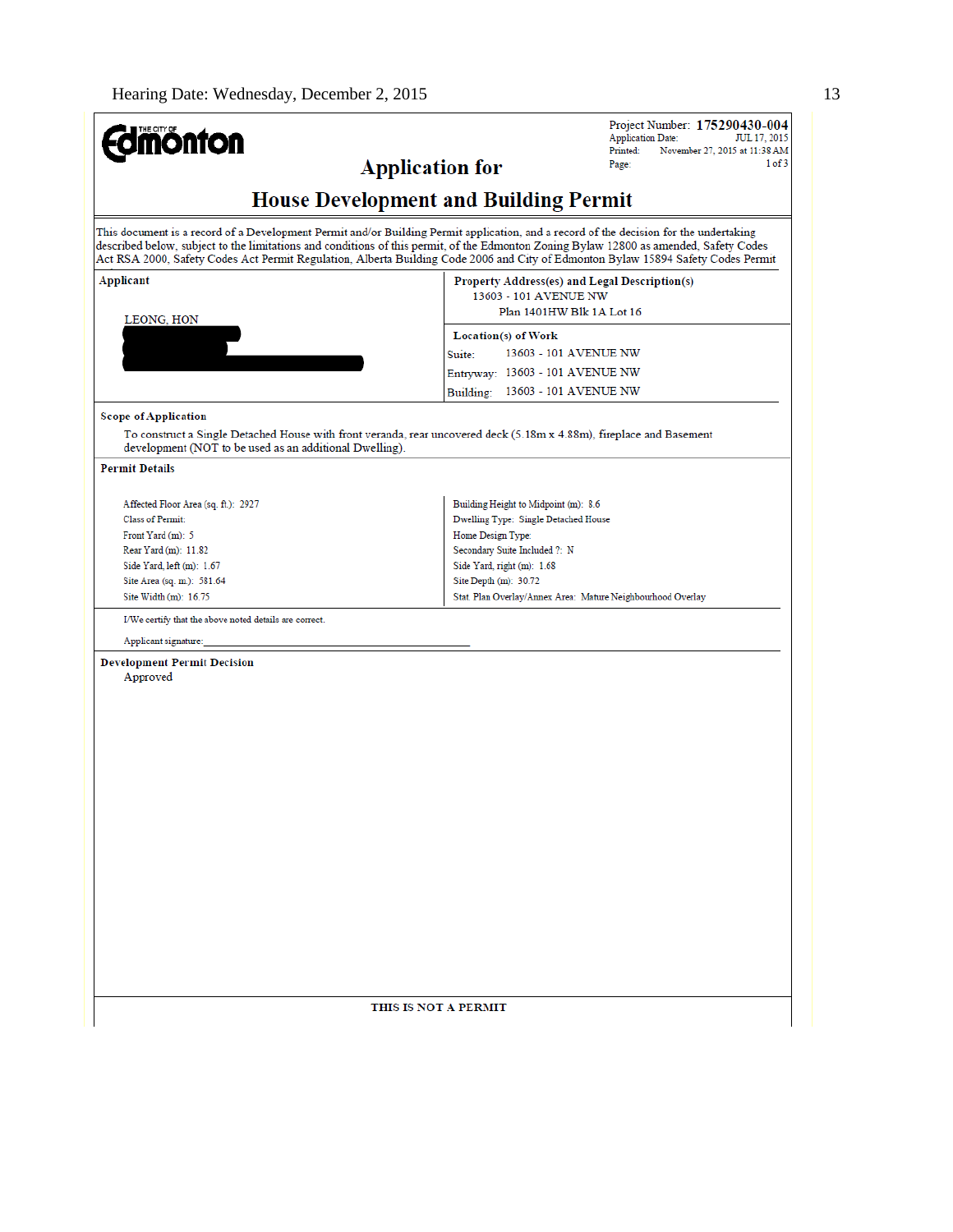**Edmonton** (THE CITY OF)

Project Number: **175290430-004**
Application Date: JUL 17, 2015
Printed: November 27, 2015 at 11:38 AM
Page: 1 of 3

# Application for

# House Development and Building Permit

This document is a record of a Development Permit and/or Building Permit application, and a record of the decision for the undertaking described below, subject to the limitations and conditions of this permit, of the Edmonton Zoning Bylaw 12800 as amended, Safety Codes Act RSA 2000, Safety Codes Act Permit Regulation, Alberta Building Code 2006 and City of Edmonton Bylaw 15894 Safety Codes Permit

| Applicant | Property Address(es) and Legal Description(s) |
|---|---|
| LEONG, HON | 13603 - 101 AVENUE NW<br>Plan 1401HW Blk 1A Lot 16 |
| | **Location(s) of Work**<br>Suite: 13603 - 101 AVENUE NW<br>Entryway: 13603 - 101 AVENUE NW<br>Building: 13603 - 101 AVENUE NW |

**Scope of Application**

To construct a Single Detached House with front veranda, rear uncovered deck (5.18m x 4.88m), fireplace and Basement development (NOT to be used as an additional Dwelling).

**Permit Details**

| | |
|---|---|
| Affected Floor Area (sq. ft.): 2927 | Building Height to Midpoint (m): 8.6 |
| Class of Permit: | Dwelling Type: Single Detached House |
| Front Yard (m): 5 | Home Design Type: |
| Rear Yard (m): 11.82 | Secondary Suite Included ?: N |
| Side Yard, left (m): 1.67 | Side Yard, right (m): 1.68 |
| Site Area (sq. m.): 581.64 | Site Depth (m): 30.72 |
| Site Width (m): 16.75 | Stat. Plan Overlay/Annex Area: Mature Neighbourhood Overlay |

I/We certify that the above noted details are correct.

Applicant signature: ______________________________

**Development Permit Decision**

Approved

**THIS IS NOT A PERMIT**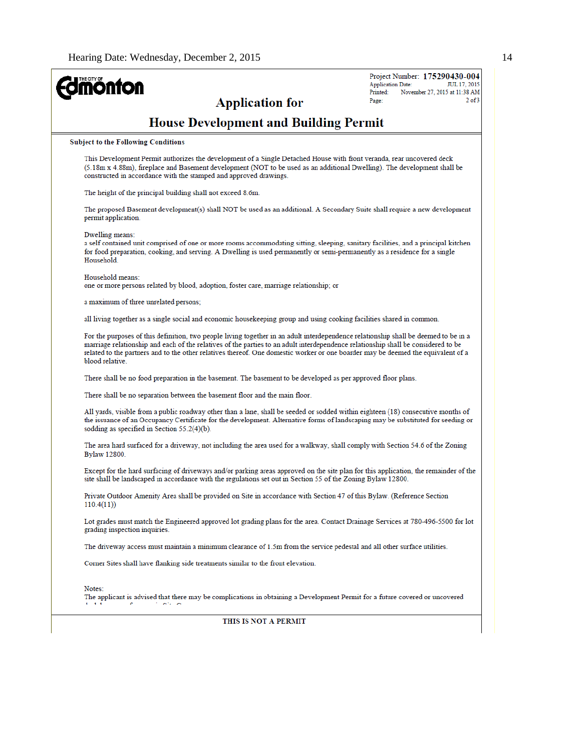**THE CITY OF Edmonton**

Project Number: **175290430-004**
Application Date: JUL 17, 2015
Printed: November 27, 2015 at 11:38 AM
Page: 2 of 3

## Application for

## House Development and Building Permit

**Subject to the Following Conditions**

This Development Permit authorizes the development of a Single Detached House with front veranda, rear uncovered deck (5.18m x 4.88m), fireplace and Basement development (NOT to be used as an additional Dwelling). The development shall be constructed in accordance with the stamped and approved drawings.

The height of the principal building shall not exceed 8.6m.

The proposed Basement development(s) shall NOT be used as an additional. A Secondary Suite shall require a new development permit application.

Dwelling means:
a self contained unit comprised of one or more rooms accommodating sitting, sleeping, sanitary facilities, and a principal kitchen for food preparation, cooking, and serving. A Dwelling is used permanently or semi-permanently as a residence for a single Household.

Household means:
one or more persons related by blood, adoption, foster care, marriage relationship; or

a maximum of three unrelated persons;

all living together as a single social and economic housekeeping group and using cooking facilities shared in common.

For the purposes of this definition, two people living together in an adult interdependence relationship shall be deemed to be in a marriage relationship and each of the relatives of the parties to an adult interdependence relationship shall be considered to be related to the partners and to the other relatives thereof. One domestic worker or one boarder may be deemed the equivalent of a blood relative.

There shall be no food preparation in the basement. The basement to be developed as per approved floor plans.

There shall be no separation between the basement floor and the main floor.

All yards, visible from a public roadway other than a lane, shall be seeded or sodded within eighteen (18) consecutive months of the issuance of an Occupancy Certificate for the development. Alternative forms of landscaping may be substituted for seeding or sodding as specified in Section 55.2(4)(b).

The area hard surfaced for a driveway, not including the area used for a walkway, shall comply with Section 54.6 of the Zoning Bylaw 12800.

Except for the hard surfacing of driveways and/or parking areas approved on the site plan for this application, the remainder of the site shall be landscaped in accordance with the regulations set out in Section 55 of the Zoning Bylaw 12800.

Private Outdoor Amenity Area shall be provided on Site in accordance with Section 47 of this Bylaw. (Reference Section 110.4(11))

Lot grades must match the Engineered approved lot grading plans for the area. Contact Drainage Services at 780-496-5500 for lot grading inspection inquiries.

The driveway access must maintain a minimum clearance of 1.5m from the service pedestal and all other surface utilities.

Corner Sites shall have flanking side treatments similar to the front elevation.

Notes:
The applicant is advised that there may be complications in obtaining a Development Permit for a future covered or uncovered

**THIS IS NOT A PERMIT**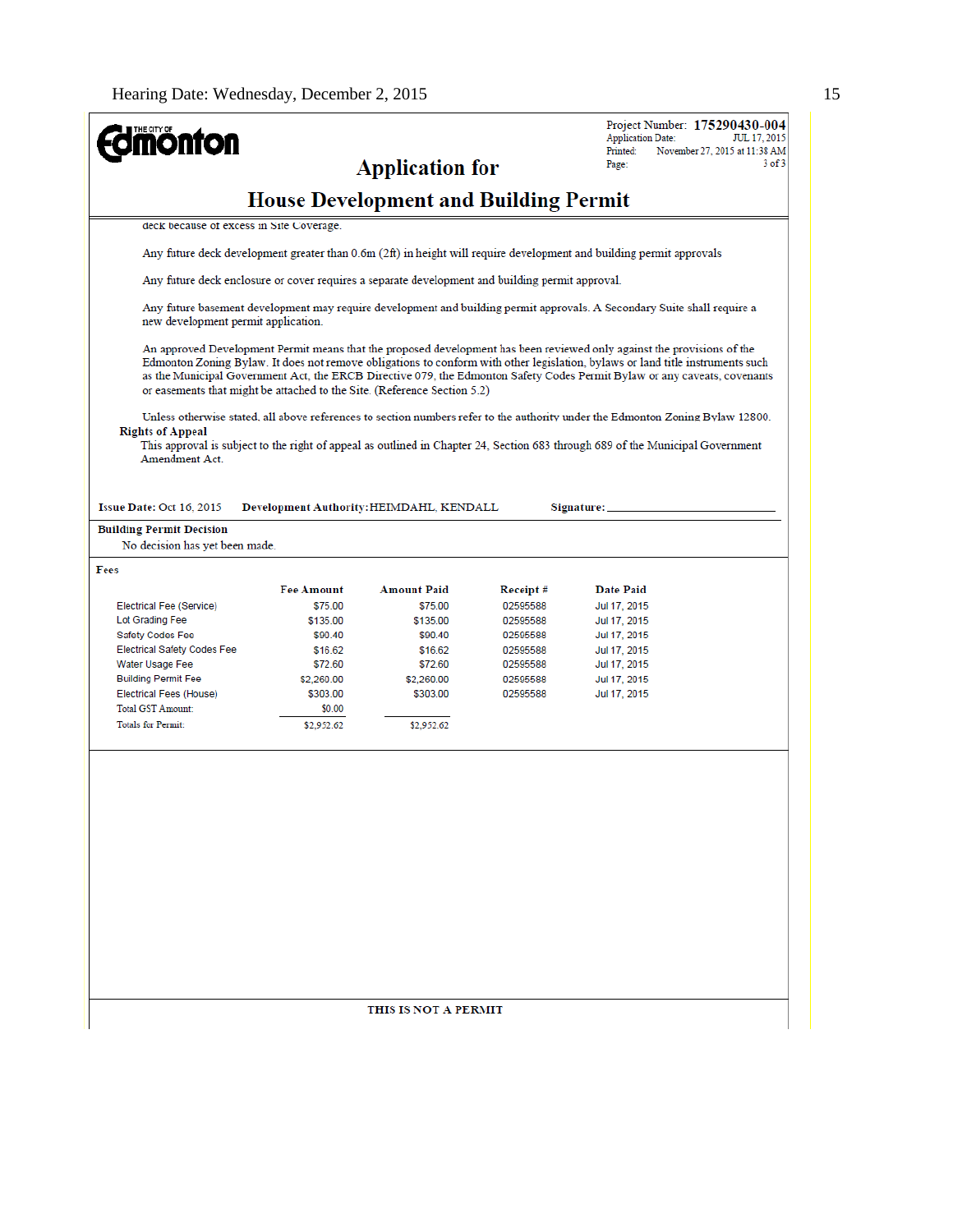THE CITY OF **Edmonton**

Project Number: **175290430-004**
Application Date: JUL 17, 2015
Printed: November 27, 2015 at 11:38 AM
Page: 3 of 3

## Application for

## House Development and Building Permit

deck because of excess in Site Coverage.

Any future deck development greater than 0.6m (2ft) in height will require development and building permit approvals

Any future deck enclosure or cover requires a separate development and building permit approval.

Any future basement development may require development and building permit approvals. A Secondary Suite shall require a new development permit application.

An approved Development Permit means that the proposed development has been reviewed only against the provisions of the Edmonton Zoning Bylaw. It does not remove obligations to conform with other legislation, bylaws or land title instruments such as the Municipal Government Act, the ERCB Directive 079, the Edmonton Safety Codes Permit Bylaw or any caveats, covenants or easements that might be attached to the Site. (Reference Section 5.2)

Unless otherwise stated, all above references to section numbers refer to the authority under the Edmonton Zoning Bylaw 12800.

**Rights of Appeal**

This approval is subject to the right of appeal as outlined in Chapter 24, Section 683 through 689 of the Municipal Government Amendment Act.

**Issue Date:** Oct 16, 2015 **Development Authority:** HEIMDAHL, KENDALL **Signature:** ____________________

**Building Permit Decision**

No decision has yet been made.

**Fees**

| | Fee Amount | Amount Paid | Receipt # | Date Paid |
|---|---|---|---|---|
| Electrical Fee (Service) | $75.00 | $75.00 | 02595588 | Jul 17, 2015 |
| Lot Grading Fee | $135.00 | $135.00 | 02595588 | Jul 17, 2015 |
| Safety Codes Fee | $90.40 | $90.40 | 02595588 | Jul 17, 2015 |
| Electrical Safety Codes Fee | $16.62 | $16.62 | 02595588 | Jul 17, 2015 |
| Water Usage Fee | $72.60 | $72.60 | 02595588 | Jul 17, 2015 |
| Building Permit Fee | $2,260.00 | $2,260.00 | 02595588 | Jul 17, 2015 |
| Electrical Fees (House) | $303.00 | $303.00 | 02595588 | Jul 17, 2015 |
| Total GST Amount: | $0.00 | | | |
| Totals for Permit: | $2,952.62 | $2,952.62 | | |

**THIS IS NOT A PERMIT**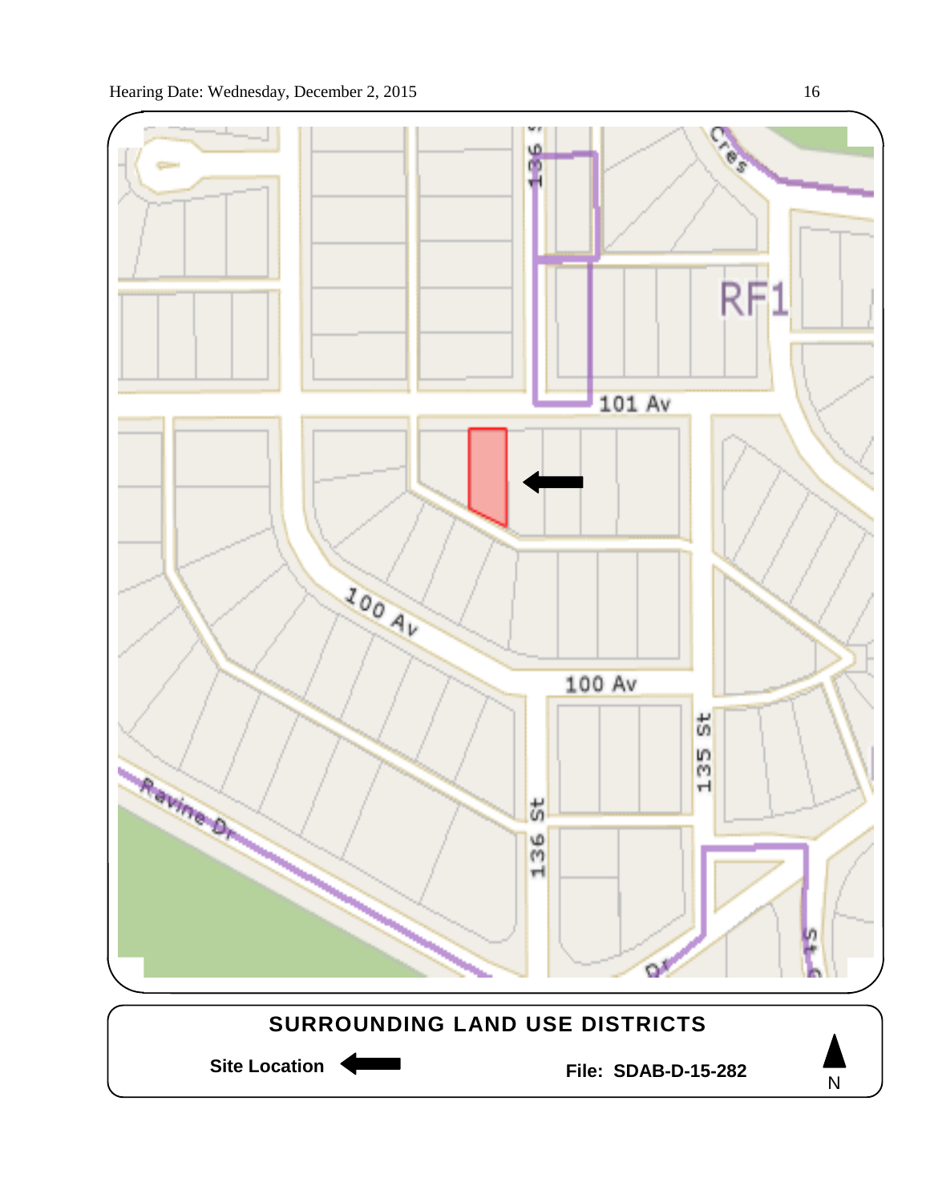## SURROUNDING LAND USE DISTRICTS

**Site Location** ⟵

**File: SDAB-D-15-282**

N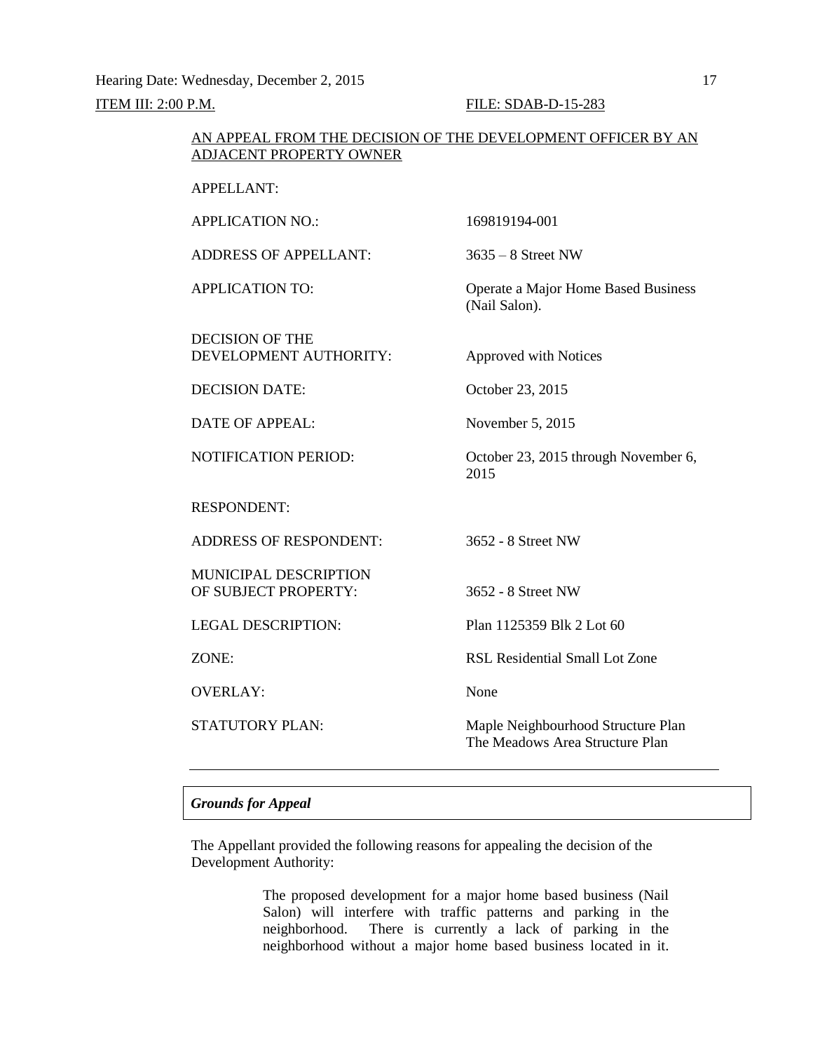Hearing Date: Wednesday, December 2, 2015

ITEM III: 2:00 P.M. FILE: SDAB-D-15-283

AN APPEAL FROM THE DECISION OF THE DEVELOPMENT OFFICER BY AN ADJACENT PROPERTY OWNER

| | |
|---|---|
| APPELLANT: | |
| APPLICATION NO.: | 169819194-001 |
| ADDRESS OF APPELLANT: | 3635 – 8 Street NW |
| APPLICATION TO: | Operate a Major Home Based Business (Nail Salon). |
| DECISION OF THE DEVELOPMENT AUTHORITY: | Approved with Notices |
| DECISION DATE: | October 23, 2015 |
| DATE OF APPEAL: | November 5, 2015 |
| NOTIFICATION PERIOD: | October 23, 2015 through November 6, 2015 |
| RESPONDENT: | |
| ADDRESS OF RESPONDENT: | 3652 - 8 Street NW |
| MUNICIPAL DESCRIPTION OF SUBJECT PROPERTY: | 3652 - 8 Street NW |
| LEGAL DESCRIPTION: | Plan 1125359 Blk 2 Lot 60 |
| ZONE: | RSL Residential Small Lot Zone |
| OVERLAY: | None |
| STATUTORY PLAN: | Maple Neighbourhood Structure Plan<br>The Meadows Area Structure Plan |

---

## *Grounds for Appeal*

The Appellant provided the following reasons for appealing the decision of the Development Authority:

> The proposed development for a major home based business (Nail Salon) will interfere with traffic patterns and parking in the neighborhood. There is currently a lack of parking in the neighborhood without a major home based business located in it.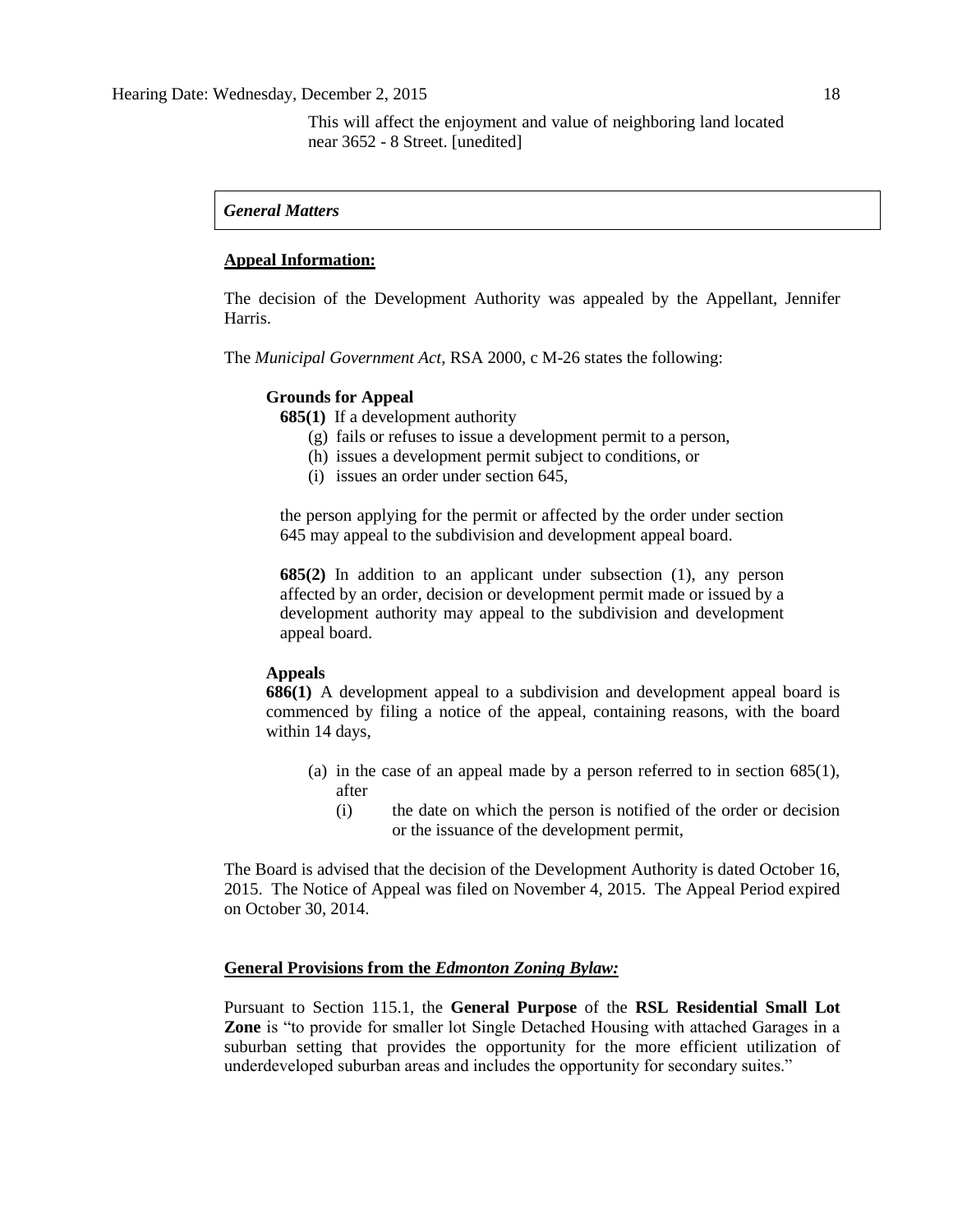This will affect the enjoyment and value of neighboring land located near 3652 - 8 Street. [unedited]

*General Matters*

**Appeal Information:**

The decision of the Development Authority was appealed by the Appellant, Jennifer Harris.

The *Municipal Government Act*, RSA 2000, c M-26 states the following:

> **Grounds for Appeal**
>
> **685(1)** If a development authority
>
> (g) fails or refuses to issue a development permit to a person,
>
> (h) issues a development permit subject to conditions, or
>
> (i) issues an order under section 645,
>
> the person applying for the permit or affected by the order under section 645 may appeal to the subdivision and development appeal board.
>
> **685(2)** In addition to an applicant under subsection (1), any person affected by an order, decision or development permit made or issued by a development authority may appeal to the subdivision and development appeal board.
>
> **Appeals**
>
> **686(1)** A development appeal to a subdivision and development appeal board is commenced by filing a notice of the appeal, containing reasons, with the board within 14 days,
>
> (a) in the case of an appeal made by a person referred to in section 685(1), after
>
> (i) the date on which the person is notified of the order or decision or the issuance of the development permit,

The Board is advised that the decision of the Development Authority is dated October 16, 2015. The Notice of Appeal was filed on November 4, 2015. The Appeal Period expired on October 30, 2014.

**General Provisions from the *Edmonton Zoning Bylaw:***

Pursuant to Section 115.1, the **General Purpose** of the **RSL Residential Small Lot Zone** is "to provide for smaller lot Single Detached Housing with attached Garages in a suburban setting that provides the opportunity for the more efficient utilization of underdeveloped suburban areas and includes the opportunity for secondary suites."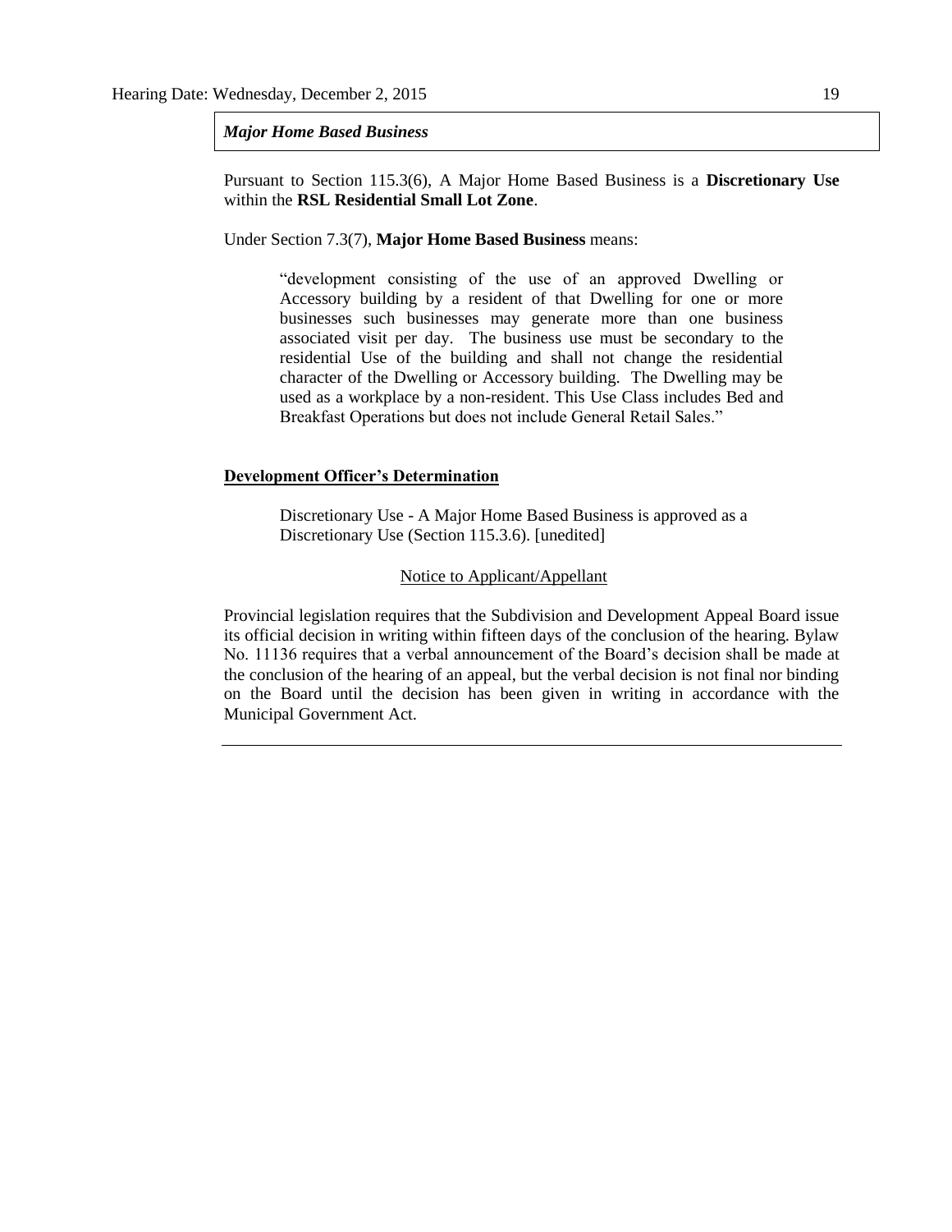***Major Home Based Business***

Pursuant to Section 115.3(6), A Major Home Based Business is a **Discretionary Use** within the **RSL Residential Small Lot Zone**.

Under Section 7.3(7), **Major Home Based Business** means:

> "development consisting of the use of an approved Dwelling or Accessory building by a resident of that Dwelling for one or more businesses such businesses may generate more than one business associated visit per day. The business use must be secondary to the residential Use of the building and shall not change the residential character of the Dwelling or Accessory building. The Dwelling may be used as a workplace by a non-resident. This Use Class includes Bed and Breakfast Operations but does not include General Retail Sales."

**Development Officer's Determination**

> Discretionary Use - A Major Home Based Business is approved as a Discretionary Use (Section 115.3.6). [unedited]

Notice to Applicant/Appellant

Provincial legislation requires that the Subdivision and Development Appeal Board issue its official decision in writing within fifteen days of the conclusion of the hearing. Bylaw No. 11136 requires that a verbal announcement of the Board's decision shall be made at the conclusion of the hearing of an appeal, but the verbal decision is not final nor binding on the Board until the decision has been given in writing in accordance with the Municipal Government Act.

---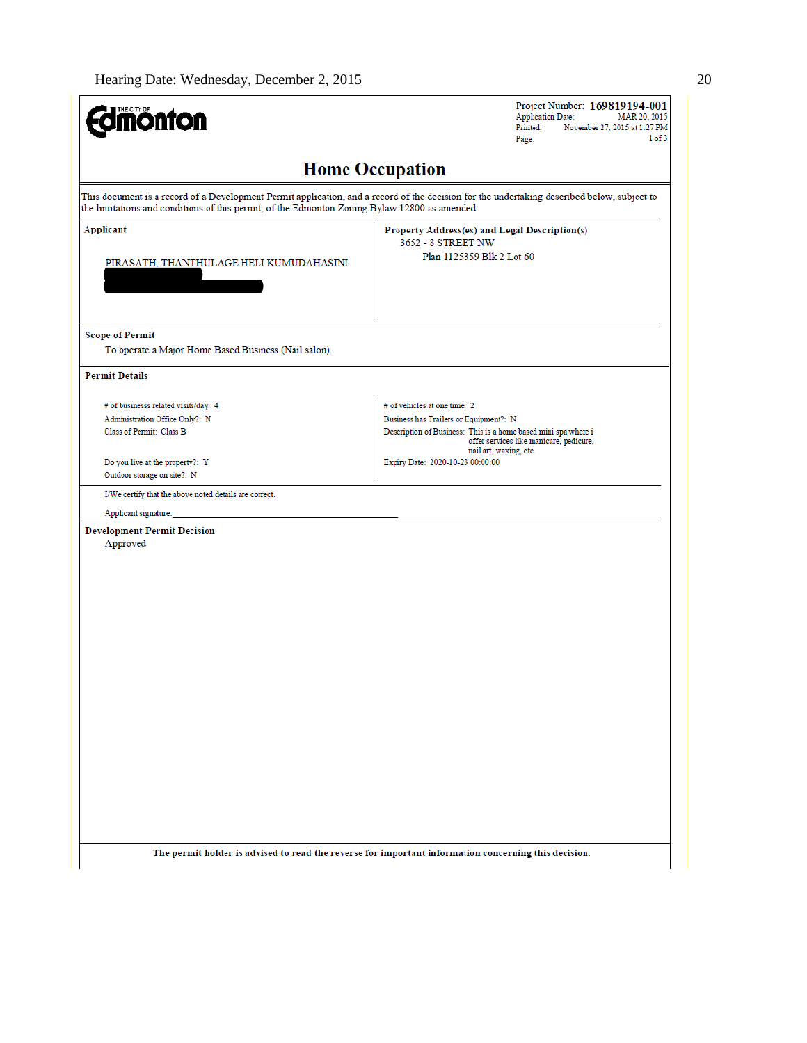Hearing Date: Wednesday, December 2, 2015

The City of Edmonton

Project Number: **169819194-001**
Application Date: MAR 20, 2015
Printed: November 27, 2015 at 1:27 PM
Page: 1 of 3

# Home Occupation

This document is a record of a Development Permit application, and a record of the decision for the undertaking described below, subject to the limitations and conditions of this permit, of the Edmonton Zoning Bylaw 12800 as amended.

| **Applicant** | **Property Address(es) and Legal Description(s)** |
|---|---|
| PIRASATH, THANTHULAGE HELI KUMUDAHASINI | 3652 - 8 STREET NW<br>Plan 1125359 Blk 2 Lot 60 |

**Scope of Permit**

To operate a Major Home Based Business (Nail salon).

**Permit Details**

| | |
|---|---|
| # of businesss related visits/day: 4 | # of vehicles at one time: 2 |
| Administration Office Only?: N | Business has Trailers or Equipment?: N |
| Class of Permit: Class B | Description of Business: This is a home based mini spa where i offer services like manicure, pedicure, nail art, waxing, etc. |
| Do you live at the property?: Y | Expiry Date: 2020-10-23 00:00:00 |
| Outdoor storage on site?: N | |

I/We certify that the above noted details are correct.

Applicant signature: ______________________________

**Development Permit Decision**

Approved

**The permit holder is advised to read the reverse for important information concerning this decision.**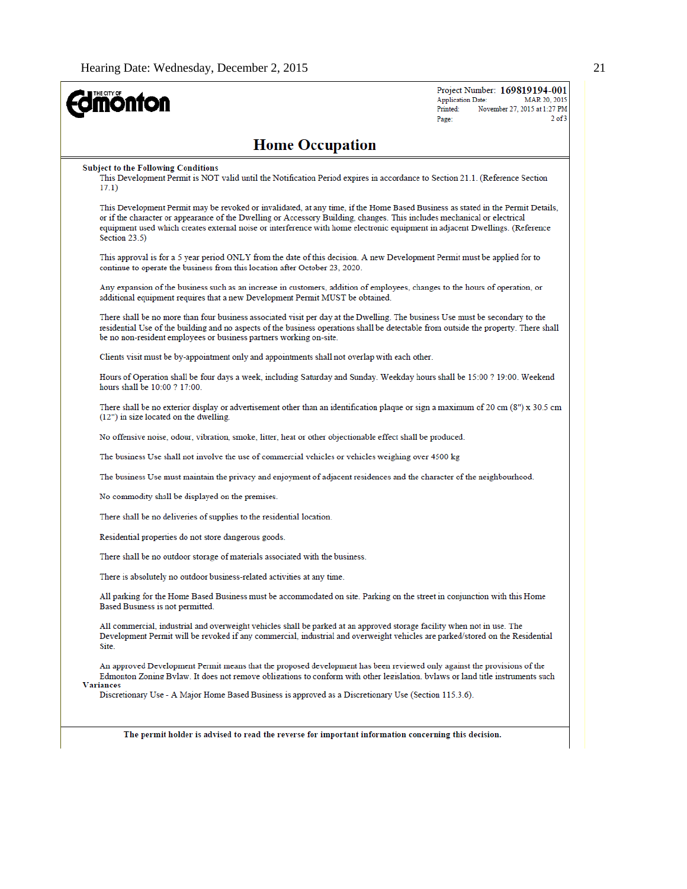**THE CITY OF Edmonton**

Project Number: **169819194-001**
Application Date: MAR 20, 2015
Printed: November 27, 2015 at 1:27 PM

# Home Occupation

**Subject to the Following Conditions**

This Development Permit is NOT valid until the Notification Period expires in accordance to Section 21.1. (Reference Section 17.1)

This Development Permit may be revoked or invalidated, at any time, if the Home Based Business as stated in the Permit Details, or if the character or appearance of the Dwelling or Accessory Building, changes. This includes mechanical or electrical equipment used which creates external noise or interference with home electronic equipment in adjacent Dwellings. (Reference Section 23.5)

This approval is for a 5 year period ONLY from the date of this decision. A new Development Permit must be applied for to continue to operate the business from this location after October 23, 2020.

Any expansion of the business such as an increase in customers, addition of employees, changes to the hours of operation, or additional equipment requires that a new Development Permit MUST be obtained.

There shall be no more than four business associated visit per day at the Dwelling. The business Use must be secondary to the residential Use of the building and no aspects of the business operations shall be detectable from outside the property. There shall be no non-resident employees or business partners working on-site.

Clients visit must be by-appointment only and appointments shall not overlap with each other.

Hours of Operation shall be four days a week, including Saturday and Sunday. Weekday hours shall be 15:00 ? 19:00. Weekend hours shall be 10:00 ? 17:00.

There shall be no exterior display or advertisement other than an identification plaque or sign a maximum of 20 cm (8") x 30.5 cm (12") in size located on the dwelling.

No offensive noise, odour, vibration, smoke, litter, heat or other objectionable effect shall be produced.

The business Use shall not involve the use of commercial vehicles or vehicles weighing over 4500 kg

The business Use must maintain the privacy and enjoyment of adjacent residences and the character of the neighbourhood.

No commodity shall be displayed on the premises.

There shall be no deliveries of supplies to the residential location.

Residential properties do not store dangerous goods.

There shall be no outdoor storage of materials associated with the business.

There is absolutely no outdoor business-related activities at any time.

All parking for the Home Based Business must be accommodated on site. Parking on the street in conjunction with this Home Based Business is not permitted.

All commercial, industrial and overweight vehicles shall be parked at an approved storage facility when not in use. The Development Permit will be revoked if any commercial, industrial and overweight vehicles are parked/stored on the Residential Site.

An approved Development Permit means that the proposed development has been reviewed only against the provisions of the Edmonton Zoning Bylaw. It does not remove obligations to conform with other legislation, bylaws or land title instruments such

**Variances**

Discretionary Use - A Major Home Based Business is approved as a Discretionary Use (Section 115.3.6).

**The permit holder is advised to read the reverse for important information concerning this decision.**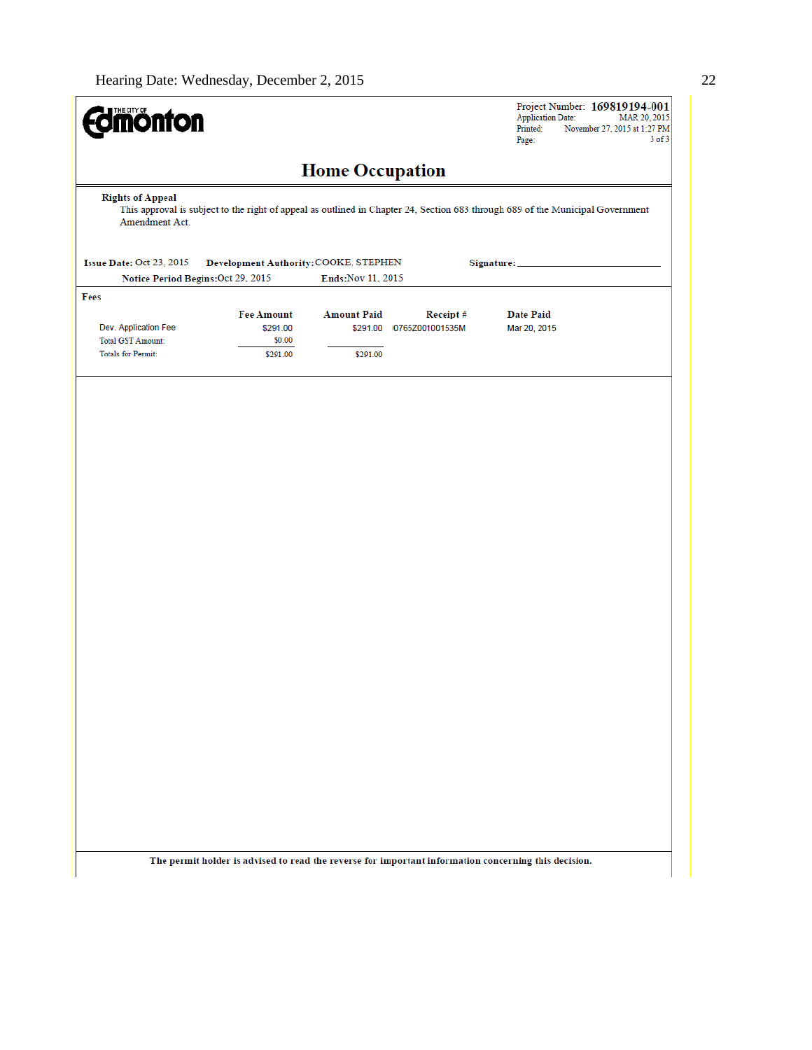Hearing Date: Wednesday, December 2, 2015

THE CITY OF **Edmonton**

Project Number: **169819194-001**
Application Date: MAR 20, 2015
Printed: November 27, 2015 at 1:27 PM
Page: 3 of 3

# Home Occupation

**Rights of Appeal**

This approval is subject to the right of appeal as outlined in Chapter 24, Section 683 through 689 of the Municipal Government Amendment Act.

**Issue Date:** Oct 23, 2015 **Development Authority:** COOKE, STEPHEN **Signature:** ______________________

**Notice Period Begins:** Oct 29, 2015 **Ends:** Nov 11, 2015

**Fees**

| | Fee Amount | Amount Paid | Receipt # | Date Paid |
|---|---|---|---|---|
| Dev. Application Fee | $291.00 | $291.00 | 0765Z001001535M | Mar 20, 2015 |
| Total GST Amount: | $0.00 | | | |
| Totals for Permit: | $291.00 | $291.00 | | |

**The permit holder is advised to read the reverse for important information concerning this decision.**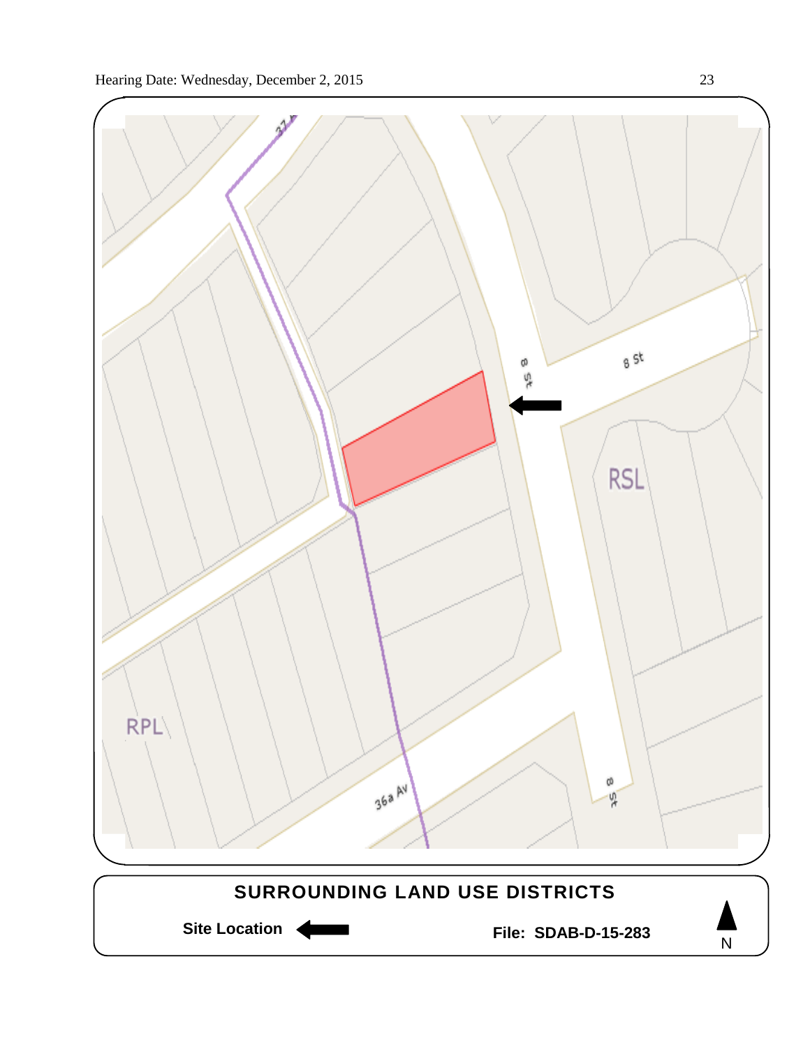8 St

8 St

RSL

RPL

36a Av

8 St

**SURROUNDING LAND USE DISTRICTS**

**Site Location**

**File: SDAB-D-15-283**

N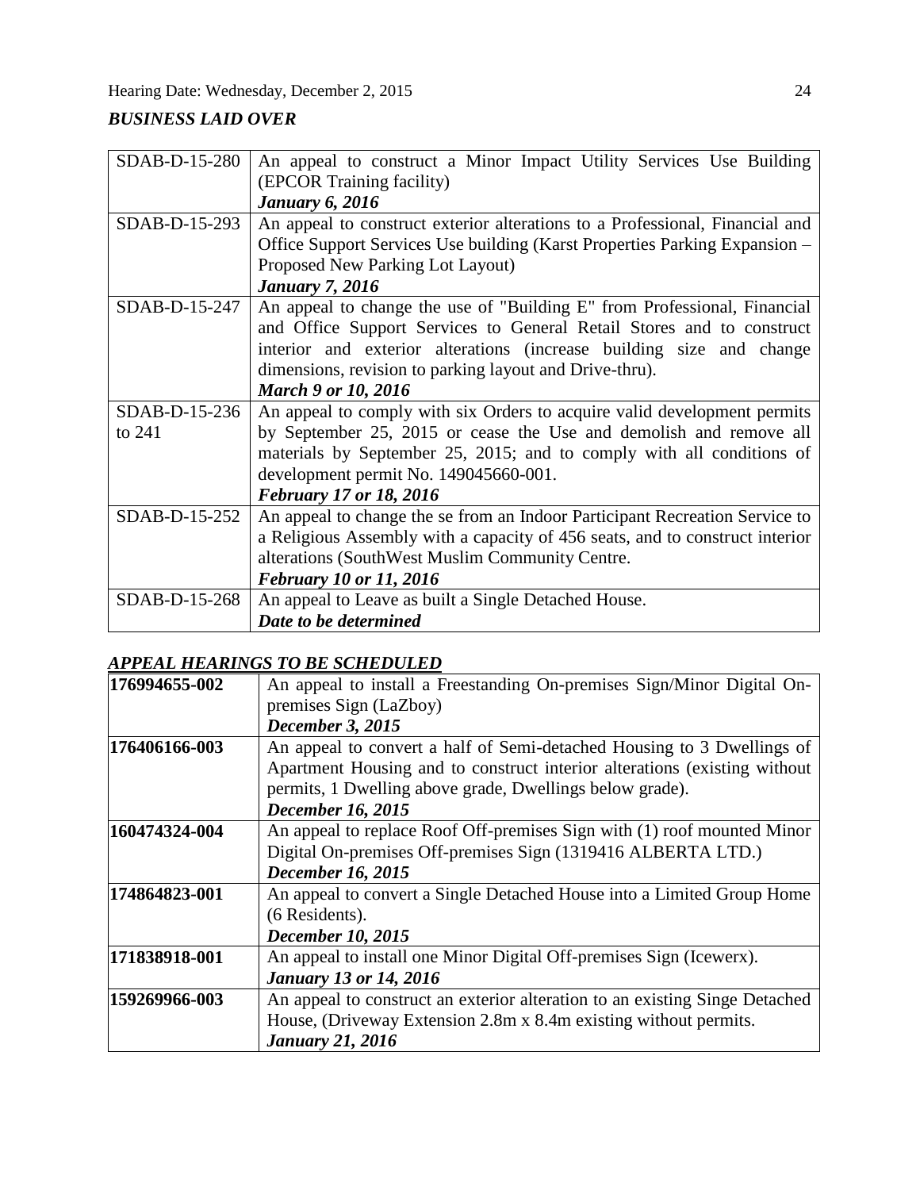***BUSINESS LAID OVER***

| | |
|---|---|
| SDAB-D-15-280 | An appeal to construct a Minor Impact Utility Services Use Building (EPCOR Training facility)<br>***January 6, 2016*** |
| SDAB-D-15-293 | An appeal to construct exterior alterations to a Professional, Financial and Office Support Services Use building (Karst Properties Parking Expansion – Proposed New Parking Lot Layout)<br>***January 7, 2016*** |
| SDAB-D-15-247 | An appeal to change the use of "Building E" from Professional, Financial and Office Support Services to General Retail Stores and to construct interior and exterior alterations (increase building size and change dimensions, revision to parking layout and Drive-thru).<br>***March 9 or 10, 2016*** |
| SDAB-D-15-236 to 241 | An appeal to comply with six Orders to acquire valid development permits by September 25, 2015 or cease the Use and demolish and remove all materials by September 25, 2015; and to comply with all conditions of development permit No. 149045660-001.<br>***February 17 or 18, 2016*** |
| SDAB-D-15-252 | An appeal to change the se from an Indoor Participant Recreation Service to a Religious Assembly with a capacity of 456 seats, and to construct interior alterations (SouthWest Muslim Community Centre.<br>***February 10 or 11, 2016*** |
| SDAB-D-15-268 | An appeal to Leave as built a Single Detached House.<br>***Date to be determined*** |

***APPEAL HEARINGS TO BE SCHEDULED***

| | |
|---|---|
| **176994655-002** | An appeal to install a Freestanding On-premises Sign/Minor Digital On-premises Sign (LaZboy)<br>***December 3, 2015*** |
| **176406166-003** | An appeal to convert a half of Semi-detached Housing to 3 Dwellings of Apartment Housing and to construct interior alterations (existing without permits, 1 Dwelling above grade, Dwellings below grade).<br>***December 16, 2015*** |
| **160474324-004** | An appeal to replace Roof Off-premises Sign with (1) roof mounted Minor Digital On-premises Off-premises Sign (1319416 ALBERTA LTD.)<br>***December 16, 2015*** |
| **174864823-001** | An appeal to convert a Single Detached House into a Limited Group Home (6 Residents).<br>***December 10, 2015*** |
| **171838918-001** | An appeal to install one Minor Digital Off-premises Sign (Icewerx).<br>***January 13 or 14, 2016*** |
| **159269966-003** | An appeal to construct an exterior alteration to an existing Singe Detached House, (Driveway Extension 2.8m x 8.4m existing without permits.<br>***January 21, 2016*** |